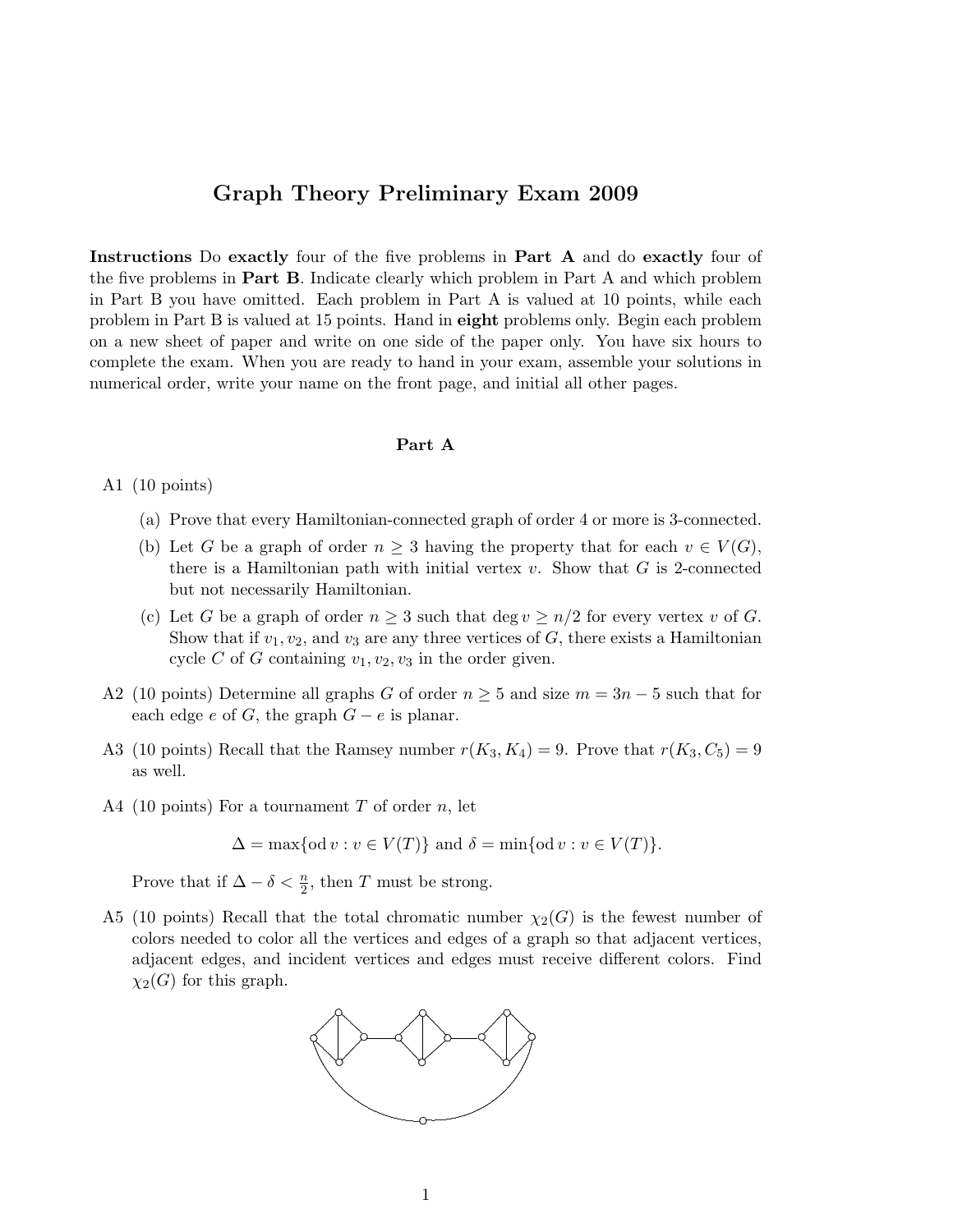# Graph Theory Preliminary Exam 2009

**Instructions** Do **exactly** four of the five problems in **Part A** and do **exactly** four of the five problems in **Part B**. Indicate clearly which problem in Part A and which problem in Part B you have omitted. Each problem in Part A is valued at 10 points, while each problem in Part B is valued at 15 points. Hand in **eight** problems only. Begin each problem on a new sheet of paper and write on one side of the paper only. You have six hours to complete the exam. When you are ready to hand in your exam, assemble your solutions in numerical order, write your name on the front page, and initial all other pages.

## Part A

A1 (10 points)

(a) Prove that every Hamiltonian-connected graph of order 4 or more is 3-connected.

(b) Let $G$ be a graph of order $n \geq 3$ having the property that for each $v \in V(G)$, there is a Hamiltonian path with initial vertex $v$. Show that $G$ is 2-connected but not necessarily Hamiltonian.

(c) Let $G$ be a graph of order $n \geq 3$ such that $\deg v \geq n/2$ for every vertex $v$ of $G$. Show that if $v_1, v_2$, and $v_3$ are any three vertices of $G$, there exists a Hamiltonian cycle $C$ of $G$ containing $v_1, v_2, v_3$ in the order given.

A2 (10 points) Determine all graphs $G$ of order $n \geq 5$ and size $m = 3n - 5$ such that for each edge $e$ of $G$, the graph $G - e$ is planar.

A3 (10 points) Recall that the Ramsey number $r(K_3, K_4) = 9$. Prove that $r(K_3, C_5) = 9$ as well.

A4 (10 points) For a tournament $T$ of order $n$, let

$$\Delta = \max\{\text{od}\, v : v \in V(T)\} \text{ and } \delta = \min\{\text{od}\, v : v \in V(T)\}.$$

Prove that if $\Delta - \delta < \frac{n}{2}$, then $T$ must be strong.

A5 (10 points) Recall that the total chromatic number $\chi_2(G)$ is the fewest number of colors needed to color all the vertices and edges of a graph so that adjacent vertices, adjacent edges, and incident vertices and edges must receive different colors. Find $\chi_2(G)$ for this graph.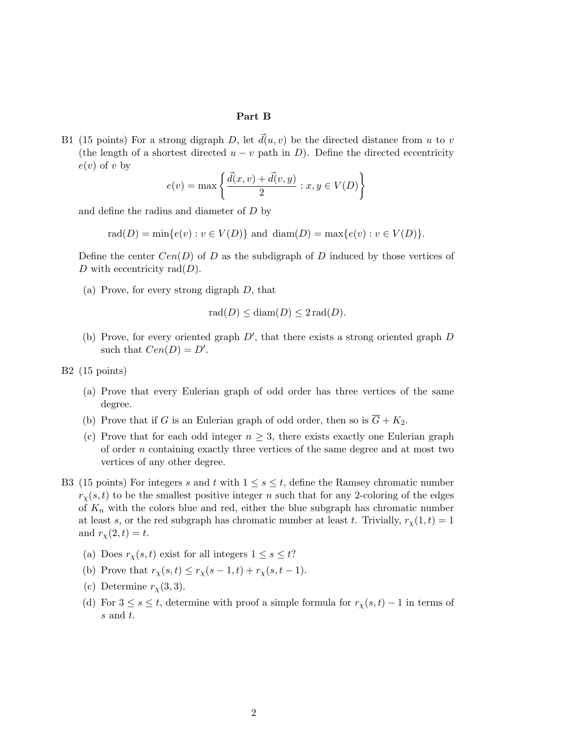## Part B

B1 (15 points) For a strong digraph $D$, let $\vec{d}(u,v)$ be the directed distance from $u$ to $v$ (the length of a shortest directed $u-v$ path in $D$). Define the directed eccentricity $e(v)$ of $v$ by

$$e(v) = \max\left\{\frac{\vec{d}(x,v)+\vec{d}(v,y)}{2} : x, y \in V(D)\right\}$$

and define the radius and diameter of $D$ by

$$\text{rad}(D) = \min\{e(v) : v \in V(D)\} \text{ and } \text{diam}(D) = \max\{e(v) : v \in V(D)\}.$$

Define the center $Cen(D)$ of $D$ as the subdigraph of $D$ induced by those vertices of $D$ with eccentricity $\text{rad}(D)$.

- (a) Prove, for every strong digraph $D$, that

$$\text{rad}(D) \leq \text{diam}(D) \leq 2\,\text{rad}(D).$$

- (b) Prove, for every oriented graph $D'$, that there exists a strong oriented graph $D$ such that $Cen(D) = D'$.

B2 (15 points)

- (a) Prove that every Eulerian graph of odd order has three vertices of the same degree.
- (b) Prove that if $G$ is an Eulerian graph of odd order, then so is $\overline{G} + K_2$.
- (c) Prove that for each odd integer $n \geq 3$, there exists exactly one Eulerian graph of order $n$ containing exactly three vertices of the same degree and at most two vertices of any other degree.

B3 (15 points) For integers $s$ and $t$ with $1 \leq s \leq t$, define the Ramsey chromatic number $r_\chi(s,t)$ to be the smallest positive integer $n$ such that for any 2-coloring of the edges of $K_n$ with the colors blue and red, either the blue subgraph has chromatic number at least $s$, or the red subgraph has chromatic number at least $t$. Trivially, $r_\chi(1,t) = 1$ and $r_\chi(2,t) = t$.

- (a) Does $r_\chi(s,t)$ exist for all integers $1 \leq s \leq t$?
- (b) Prove that $r_\chi(s,t) \leq r_\chi(s-1,t) + r_\chi(s,t-1)$.
- (c) Determine $r_\chi(3,3)$.
- (d) For $3 \leq s \leq t$, determine with proof a simple formula for $r_\chi(s,t) - 1$ in terms of $s$ and $t$.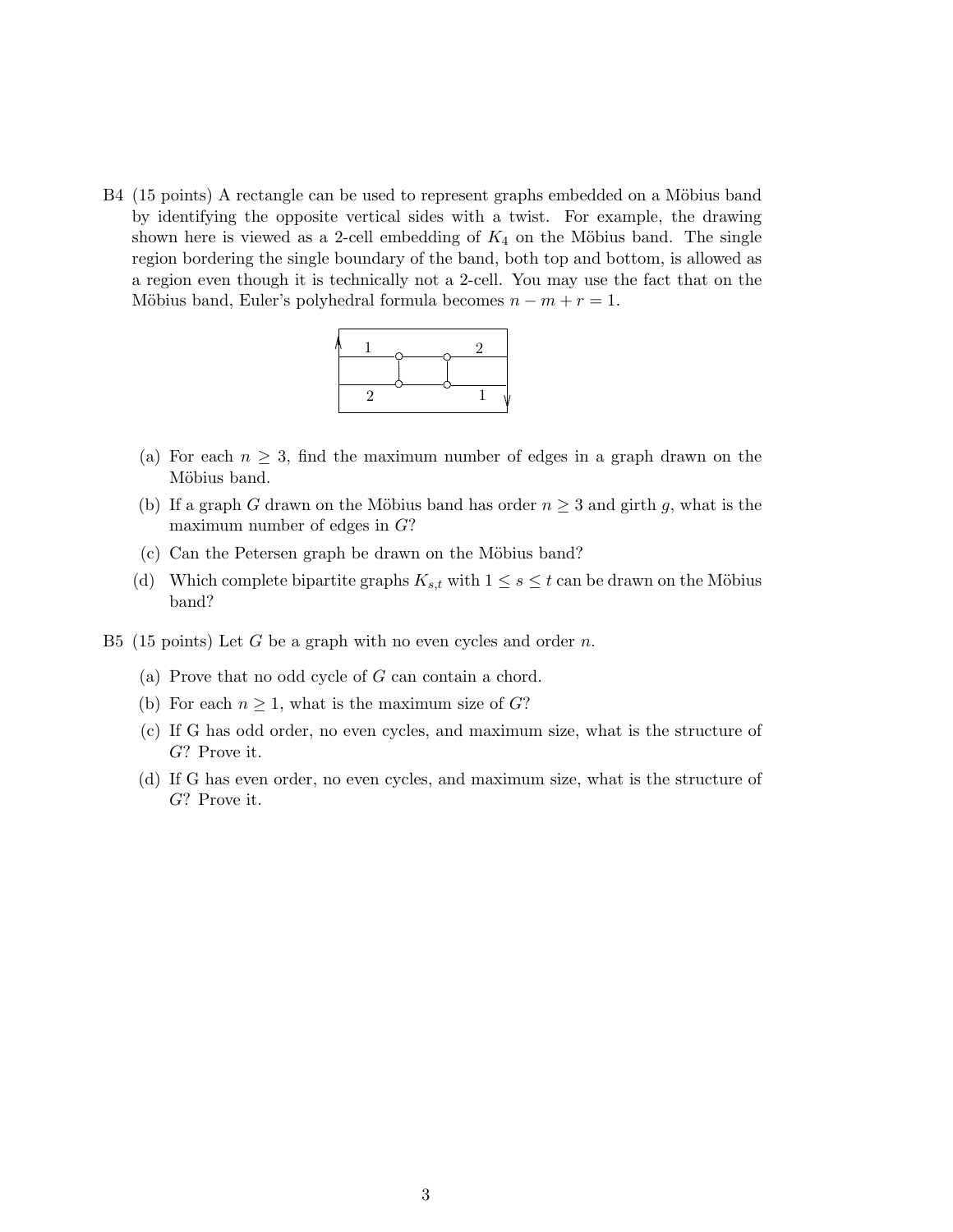B4 (15 points) A rectangle can be used to represent graphs embedded on a Möbius band by identifying the opposite vertical sides with a twist. For example, the drawing shown here is viewed as a 2-cell embedding of $K_4$ on the Möbius band. The single region bordering the single boundary of the band, both top and bottom, is allowed as a region even though it is technically not a 2-cell. You may use the fact that on the Möbius band, Euler's polyhedral formula becomes $n - m + r = 1$.

1 2

2 1

(a) For each $n \geq 3$, find the maximum number of edges in a graph drawn on the Möbius band.

(b) If a graph $G$ drawn on the Möbius band has order $n \geq 3$ and girth $g$, what is the maximum number of edges in $G$?

(c) Can the Petersen graph be drawn on the Möbius band?

(d) Which complete bipartite graphs $K_{s,t}$ with $1 \leq s \leq t$ can be drawn on the Möbius band?

B5 (15 points) Let $G$ be a graph with no even cycles and order $n$.

(a) Prove that no odd cycle of $G$ can contain a chord.

(b) For each $n \geq 1$, what is the maximum size of $G$?

(c) If G has odd order, no even cycles, and maximum size, what is the structure of $G$? Prove it.

(d) If G has even order, no even cycles, and maximum size, what is the structure of $G$? Prove it.